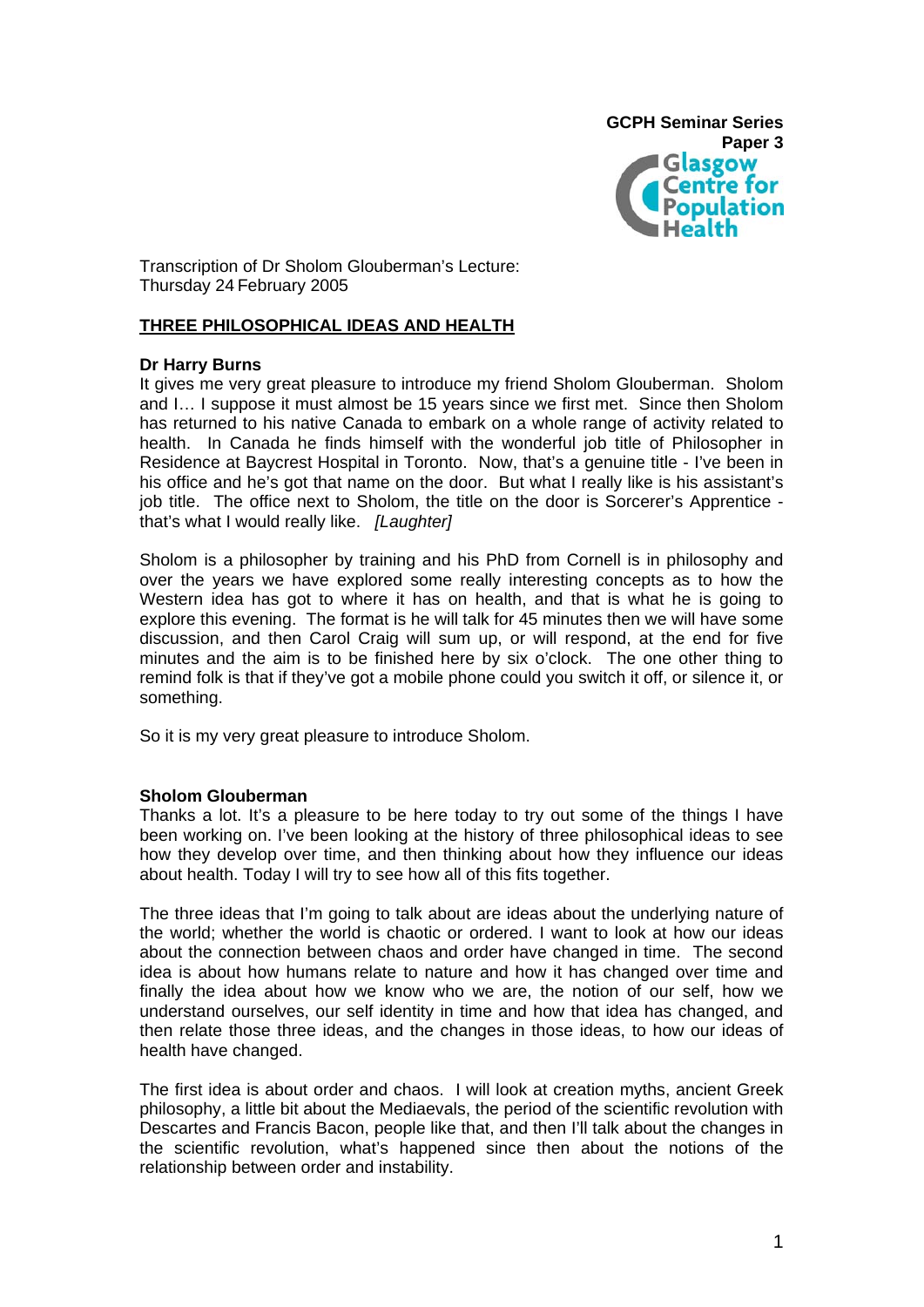**GCPH Seminar Series**
**Paper 3**

Glasgow Centre for Population Health

Transcription of Dr Sholom Glouberman's Lecture:
Thursday 24 February 2005

## THREE PHILOSOPHICAL IDEAS AND HEALTH

**Dr Harry Burns**

It gives me very great pleasure to introduce my friend Sholom Glouberman. Sholom and I… I suppose it must almost be 15 years since we first met. Since then Sholom has returned to his native Canada to embark on a whole range of activity related to health. In Canada he finds himself with the wonderful job title of Philosopher in Residence at Baycrest Hospital in Toronto. Now, that's a genuine title - I've been in his office and he's got that name on the door. But what I really like is his assistant's job title. The office next to Sholom, the title on the door is Sorcerer's Apprentice - that's what I would really like. *[Laughter]*

Sholom is a philosopher by training and his PhD from Cornell is in philosophy and over the years we have explored some really interesting concepts as to how the Western idea has got to where it has on health, and that is what he is going to explore this evening. The format is he will talk for 45 minutes then we will have some discussion, and then Carol Craig will sum up, or will respond, at the end for five minutes and the aim is to be finished here by six o'clock. The one other thing to remind folk is that if they've got a mobile phone could you switch it off, or silence it, or something.

So it is my very great pleasure to introduce Sholom.

**Sholom Glouberman**

Thanks a lot. It's a pleasure to be here today to try out some of the things I have been working on. I've been looking at the history of three philosophical ideas to see how they develop over time, and then thinking about how they influence our ideas about health. Today I will try to see how all of this fits together.

The three ideas that I'm going to talk about are ideas about the underlying nature of the world; whether the world is chaotic or ordered. I want to look at how our ideas about the connection between chaos and order have changed in time. The second idea is about how humans relate to nature and how it has changed over time and finally the idea about how we know who we are, the notion of our self, how we understand ourselves, our self identity in time and how that idea has changed, and then relate those three ideas, and the changes in those ideas, to how our ideas of health have changed.

The first idea is about order and chaos. I will look at creation myths, ancient Greek philosophy, a little bit about the Mediaevals, the period of the scientific revolution with Descartes and Francis Bacon, people like that, and then I'll talk about the changes in the scientific revolution, what's happened since then about the notions of the relationship between order and instability.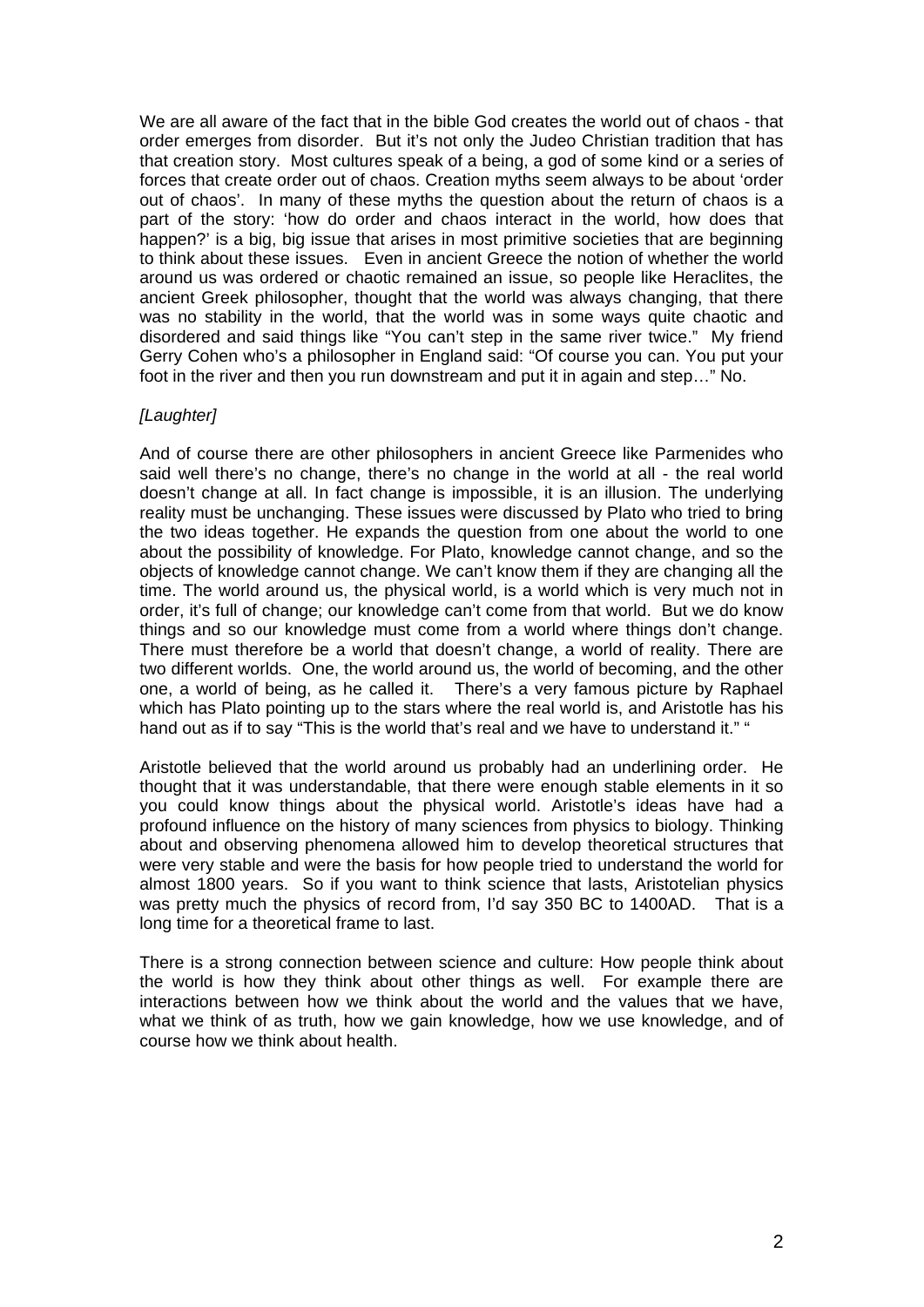We are all aware of the fact that in the bible God creates the world out of chaos - that order emerges from disorder. But it's not only the Judeo Christian tradition that has that creation story. Most cultures speak of a being, a god of some kind or a series of forces that create order out of chaos. Creation myths seem always to be about 'order out of chaos'. In many of these myths the question about the return of chaos is a part of the story: 'how do order and chaos interact in the world, how does that happen?' is a big, big issue that arises in most primitive societies that are beginning to think about these issues. Even in ancient Greece the notion of whether the world around us was ordered or chaotic remained an issue, so people like Heraclites, the ancient Greek philosopher, thought that the world was always changing, that there was no stability in the world, that the world was in some ways quite chaotic and disordered and said things like "You can't step in the same river twice." My friend Gerry Cohen who's a philosopher in England said: "Of course you can. You put your foot in the river and then you run downstream and put it in again and step…" No.

*[Laughter]*

And of course there are other philosophers in ancient Greece like Parmenides who said well there's no change, there's no change in the world at all - the real world doesn't change at all. In fact change is impossible, it is an illusion. The underlying reality must be unchanging. These issues were discussed by Plato who tried to bring the two ideas together. He expands the question from one about the world to one about the possibility of knowledge. For Plato, knowledge cannot change, and so the objects of knowledge cannot change. We can't know them if they are changing all the time. The world around us, the physical world, is a world which is very much not in order, it's full of change; our knowledge can't come from that world. But we do know things and so our knowledge must come from a world where things don't change. There must therefore be a world that doesn't change, a world of reality. There are two different worlds. One, the world around us, the world of becoming, and the other one, a world of being, as he called it. There's a very famous picture by Raphael which has Plato pointing up to the stars where the real world is, and Aristotle has his hand out as if to say "This is the world that's real and we have to understand it." "

Aristotle believed that the world around us probably had an underlining order. He thought that it was understandable, that there were enough stable elements in it so you could know things about the physical world. Aristotle's ideas have had a profound influence on the history of many sciences from physics to biology. Thinking about and observing phenomena allowed him to develop theoretical structures that were very stable and were the basis for how people tried to understand the world for almost 1800 years. So if you want to think science that lasts, Aristotelian physics was pretty much the physics of record from, I'd say 350 BC to 1400AD. That is a long time for a theoretical frame to last.

There is a strong connection between science and culture: How people think about the world is how they think about other things as well. For example there are interactions between how we think about the world and the values that we have, what we think of as truth, how we gain knowledge, how we use knowledge, and of course how we think about health.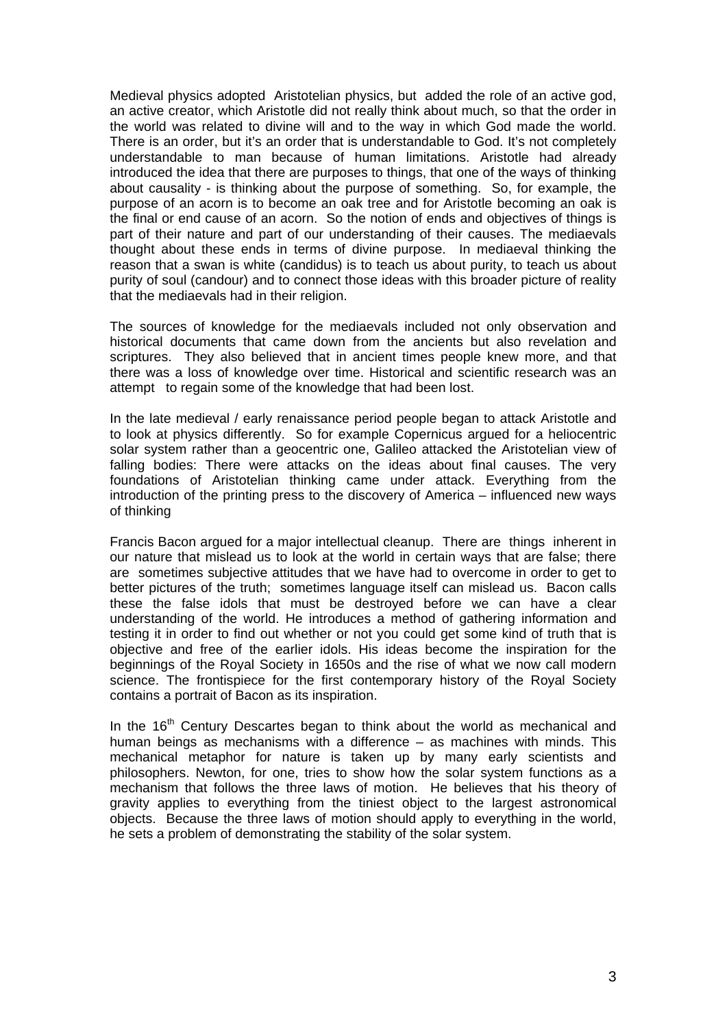Medieval physics adopted Aristotelian physics, but added the role of an active god, an active creator, which Aristotle did not really think about much, so that the order in the world was related to divine will and to the way in which God made the world. There is an order, but it's an order that is understandable to God. It's not completely understandable to man because of human limitations. Aristotle had already introduced the idea that there are purposes to things, that one of the ways of thinking about causality - is thinking about the purpose of something. So, for example, the purpose of an acorn is to become an oak tree and for Aristotle becoming an oak is the final or end cause of an acorn. So the notion of ends and objectives of things is part of their nature and part of our understanding of their causes. The mediaevals thought about these ends in terms of divine purpose. In mediaeval thinking the reason that a swan is white (candidus) is to teach us about purity, to teach us about purity of soul (candour) and to connect those ideas with this broader picture of reality that the mediaevals had in their religion.

The sources of knowledge for the mediaevals included not only observation and historical documents that came down from the ancients but also revelation and scriptures. They also believed that in ancient times people knew more, and that there was a loss of knowledge over time. Historical and scientific research was an attempt to regain some of the knowledge that had been lost.

In the late medieval / early renaissance period people began to attack Aristotle and to look at physics differently. So for example Copernicus argued for a heliocentric solar system rather than a geocentric one, Galileo attacked the Aristotelian view of falling bodies: There were attacks on the ideas about final causes. The very foundations of Aristotelian thinking came under attack. Everything from the introduction of the printing press to the discovery of America – influenced new ways of thinking

Francis Bacon argued for a major intellectual cleanup. There are things inherent in our nature that mislead us to look at the world in certain ways that are false; there are sometimes subjective attitudes that we have had to overcome in order to get to better pictures of the truth; sometimes language itself can mislead us. Bacon calls these the false idols that must be destroyed before we can have a clear understanding of the world. He introduces a method of gathering information and testing it in order to find out whether or not you could get some kind of truth that is objective and free of the earlier idols. His ideas become the inspiration for the beginnings of the Royal Society in 1650s and the rise of what we now call modern science. The frontispiece for the first contemporary history of the Royal Society contains a portrait of Bacon as its inspiration.

In the 16th Century Descartes began to think about the world as mechanical and human beings as mechanisms with a difference – as machines with minds. This mechanical metaphor for nature is taken up by many early scientists and philosophers. Newton, for one, tries to show how the solar system functions as a mechanism that follows the three laws of motion. He believes that his theory of gravity applies to everything from the tiniest object to the largest astronomical objects. Because the three laws of motion should apply to everything in the world, he sets a problem of demonstrating the stability of the solar system.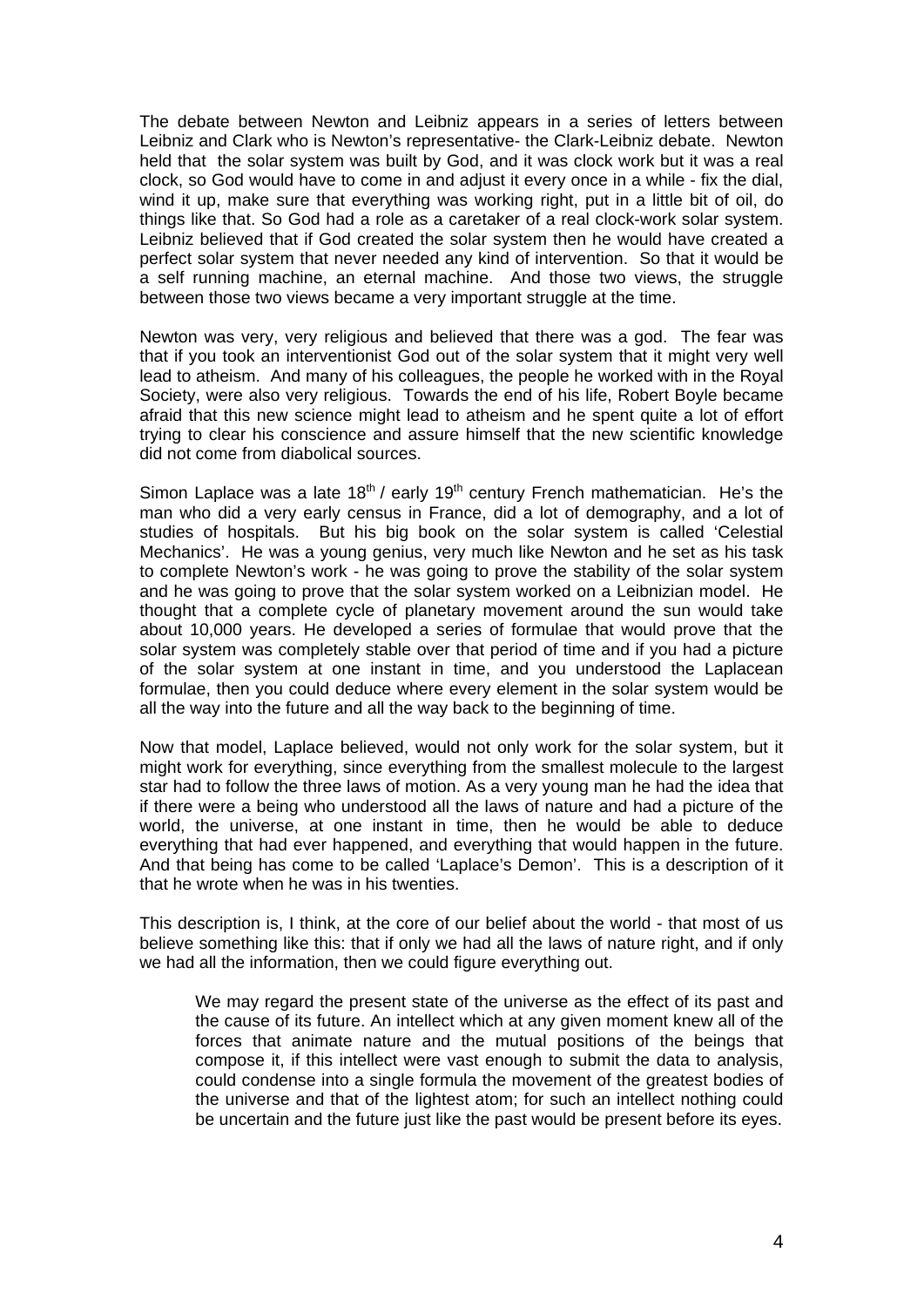The debate between Newton and Leibniz appears in a series of letters between Leibniz and Clark who is Newton's representative- the Clark-Leibniz debate. Newton held that the solar system was built by God, and it was clock work but it was a real clock, so God would have to come in and adjust it every once in a while - fix the dial, wind it up, make sure that everything was working right, put in a little bit of oil, do things like that. So God had a role as a caretaker of a real clock-work solar system. Leibniz believed that if God created the solar system then he would have created a perfect solar system that never needed any kind of intervention. So that it would be a self running machine, an eternal machine. And those two views, the struggle between those two views became a very important struggle at the time.

Newton was very, very religious and believed that there was a god. The fear was that if you took an interventionist God out of the solar system that it might very well lead to atheism. And many of his colleagues, the people he worked with in the Royal Society, were also very religious. Towards the end of his life, Robert Boyle became afraid that this new science might lead to atheism and he spent quite a lot of effort trying to clear his conscience and assure himself that the new scientific knowledge did not come from diabolical sources.

Simon Laplace was a late 18th / early 19th century French mathematician. He's the man who did a very early census in France, did a lot of demography, and a lot of studies of hospitals. But his big book on the solar system is called 'Celestial Mechanics'. He was a young genius, very much like Newton and he set as his task to complete Newton's work - he was going to prove the stability of the solar system and he was going to prove that the solar system worked on a Leibnizian model. He thought that a complete cycle of planetary movement around the sun would take about 10,000 years. He developed a series of formulae that would prove that the solar system was completely stable over that period of time and if you had a picture of the solar system at one instant in time, and you understood the Laplacean formulae, then you could deduce where every element in the solar system would be all the way into the future and all the way back to the beginning of time.

Now that model, Laplace believed, would not only work for the solar system, but it might work for everything, since everything from the smallest molecule to the largest star had to follow the three laws of motion. As a very young man he had the idea that if there were a being who understood all the laws of nature and had a picture of the world, the universe, at one instant in time, then he would be able to deduce everything that had ever happened, and everything that would happen in the future. And that being has come to be called 'Laplace's Demon'. This is a description of it that he wrote when he was in his twenties.

This description is, I think, at the core of our belief about the world - that most of us believe something like this: that if only we had all the laws of nature right, and if only we had all the information, then we could figure everything out.

> We may regard the present state of the universe as the effect of its past and the cause of its future. An intellect which at any given moment knew all of the forces that animate nature and the mutual positions of the beings that compose it, if this intellect were vast enough to submit the data to analysis, could condense into a single formula the movement of the greatest bodies of the universe and that of the lightest atom; for such an intellect nothing could be uncertain and the future just like the past would be present before its eyes.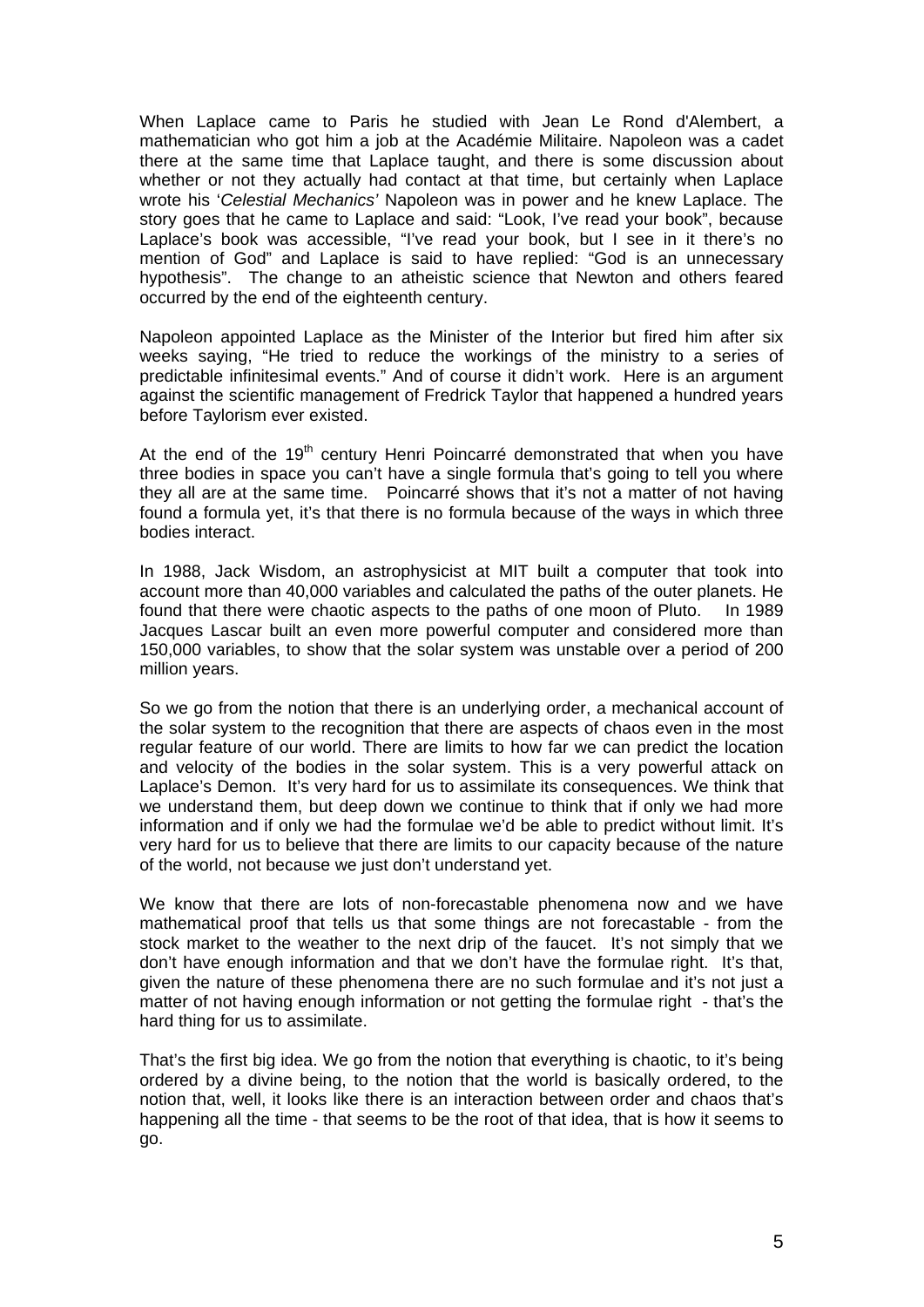When Laplace came to Paris he studied with Jean Le Rond d'Alembert, a mathematician who got him a job at the Académie Militaire. Napoleon was a cadet there at the same time that Laplace taught, and there is some discussion about whether or not they actually had contact at that time, but certainly when Laplace wrote his '*Celestial Mechanics'* Napoleon was in power and he knew Laplace. The story goes that he came to Laplace and said: "Look, I've read your book", because Laplace's book was accessible, "I've read your book, but I see in it there's no mention of God" and Laplace is said to have replied: "God is an unnecessary hypothesis". The change to an atheistic science that Newton and others feared occurred by the end of the eighteenth century.

Napoleon appointed Laplace as the Minister of the Interior but fired him after six weeks saying, "He tried to reduce the workings of the ministry to a series of predictable infinitesimal events." And of course it didn't work. Here is an argument against the scientific management of Fredrick Taylor that happened a hundred years before Taylorism ever existed.

At the end of the 19th century Henri Poincarré demonstrated that when you have three bodies in space you can't have a single formula that's going to tell you where they all are at the same time. Poincarré shows that it's not a matter of not having found a formula yet, it's that there is no formula because of the ways in which three bodies interact.

In 1988, Jack Wisdom, an astrophysicist at MIT built a computer that took into account more than 40,000 variables and calculated the paths of the outer planets. He found that there were chaotic aspects to the paths of one moon of Pluto. In 1989 Jacques Lascar built an even more powerful computer and considered more than 150,000 variables, to show that the solar system was unstable over a period of 200 million years.

So we go from the notion that there is an underlying order, a mechanical account of the solar system to the recognition that there are aspects of chaos even in the most regular feature of our world. There are limits to how far we can predict the location and velocity of the bodies in the solar system. This is a very powerful attack on Laplace's Demon. It's very hard for us to assimilate its consequences. We think that we understand them, but deep down we continue to think that if only we had more information and if only we had the formulae we'd be able to predict without limit. It's very hard for us to believe that there are limits to our capacity because of the nature of the world, not because we just don't understand yet.

We know that there are lots of non-forecastable phenomena now and we have mathematical proof that tells us that some things are not forecastable - from the stock market to the weather to the next drip of the faucet. It's not simply that we don't have enough information and that we don't have the formulae right. It's that, given the nature of these phenomena there are no such formulae and it's not just a matter of not having enough information or not getting the formulae right - that's the hard thing for us to assimilate.

That's the first big idea. We go from the notion that everything is chaotic, to it's being ordered by a divine being, to the notion that the world is basically ordered, to the notion that, well, it looks like there is an interaction between order and chaos that's happening all the time - that seems to be the root of that idea, that is how it seems to go.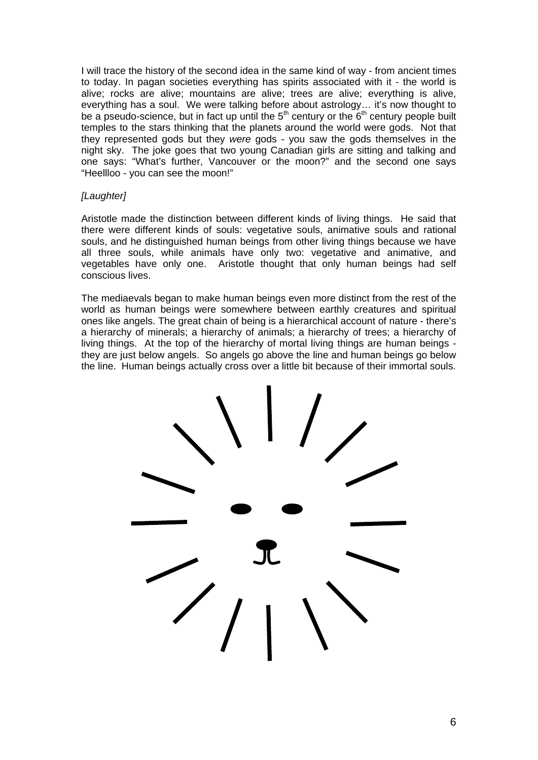I will trace the history of the second idea in the same kind of way - from ancient times to today. In pagan societies everything has spirits associated with it - the world is alive; rocks are alive; mountains are alive; trees are alive; everything is alive, everything has a soul. We were talking before about astrology… it's now thought to be a pseudo-science, but in fact up until the 5th century or the 6th century people built temples to the stars thinking that the planets around the world were gods. Not that they represented gods but they *were* gods - you saw the gods themselves in the night sky. The joke goes that two young Canadian girls are sitting and talking and one says: "What's further, Vancouver or the moon?" and the second one says "Heellloo - you can see the moon!"

*[Laughter]*

Aristotle made the distinction between different kinds of living things. He said that there were different kinds of souls: vegetative souls, animative souls and rational souls, and he distinguished human beings from other living things because we have all three souls, while animals have only two: vegetative and animative, and vegetables have only one. Aristotle thought that only human beings had self conscious lives.

The mediaevals began to make human beings even more distinct from the rest of the world as human beings were somewhere between earthly creatures and spiritual ones like angels. The great chain of being is a hierarchical account of nature - there's a hierarchy of minerals; a hierarchy of animals; a hierarchy of trees; a hierarchy of living things. At the top of the hierarchy of mortal living things are human beings - they are just below angels. So angels go above the line and human beings go below the line. Human beings actually cross over a little bit because of their immortal souls.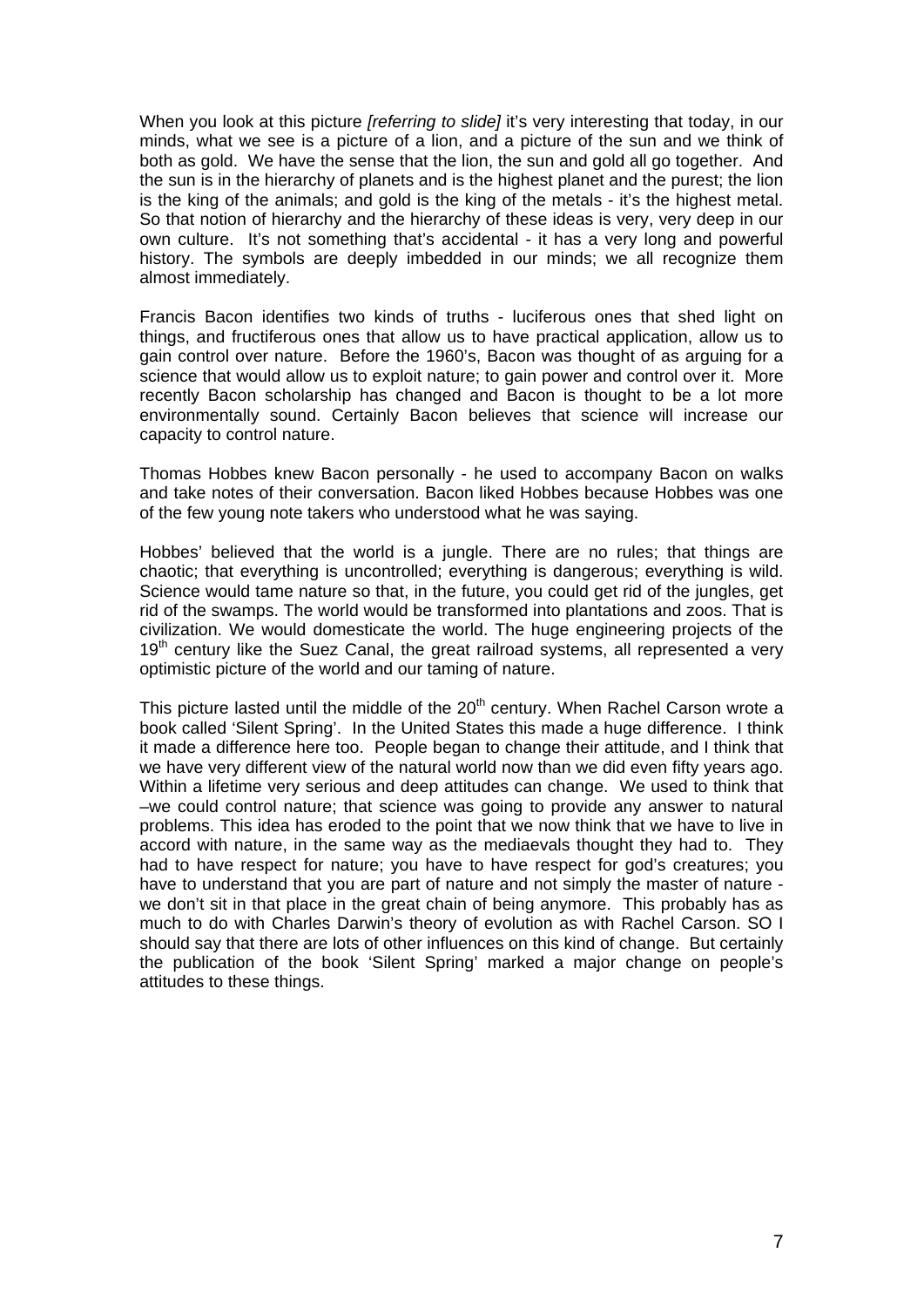When you look at this picture *[referring to slide]* it's very interesting that today, in our minds, what we see is a picture of a lion, and a picture of the sun and we think of both as gold. We have the sense that the lion, the sun and gold all go together. And the sun is in the hierarchy of planets and is the highest planet and the purest; the lion is the king of the animals; and gold is the king of the metals - it's the highest metal. So that notion of hierarchy and the hierarchy of these ideas is very, very deep in our own culture. It's not something that's accidental - it has a very long and powerful history. The symbols are deeply imbedded in our minds; we all recognize them almost immediately.

Francis Bacon identifies two kinds of truths - luciferous ones that shed light on things, and fructiferous ones that allow us to have practical application, allow us to gain control over nature. Before the 1960's, Bacon was thought of as arguing for a science that would allow us to exploit nature; to gain power and control over it. More recently Bacon scholarship has changed and Bacon is thought to be a lot more environmentally sound. Certainly Bacon believes that science will increase our capacity to control nature.

Thomas Hobbes knew Bacon personally - he used to accompany Bacon on walks and take notes of their conversation. Bacon liked Hobbes because Hobbes was one of the few young note takers who understood what he was saying.

Hobbes' believed that the world is a jungle. There are no rules; that things are chaotic; that everything is uncontrolled; everything is dangerous; everything is wild. Science would tame nature so that, in the future, you could get rid of the jungles, get rid of the swamps. The world would be transformed into plantations and zoos. That is civilization. We would domesticate the world. The huge engineering projects of the 19th century like the Suez Canal, the great railroad systems, all represented a very optimistic picture of the world and our taming of nature.

This picture lasted until the middle of the 20th century. When Rachel Carson wrote a book called 'Silent Spring'. In the United States this made a huge difference. I think it made a difference here too. People began to change their attitude, and I think that we have very different view of the natural world now than we did even fifty years ago. Within a lifetime very serious and deep attitudes can change. We used to think that –we could control nature; that science was going to provide any answer to natural problems. This idea has eroded to the point that we now think that we have to live in accord with nature, in the same way as the mediaevals thought they had to. They had to have respect for nature; you have to have respect for god's creatures; you have to understand that you are part of nature and not simply the master of nature - we don't sit in that place in the great chain of being anymore. This probably has as much to do with Charles Darwin's theory of evolution as with Rachel Carson. SO I should say that there are lots of other influences on this kind of change. But certainly the publication of the book 'Silent Spring' marked a major change on people's attitudes to these things.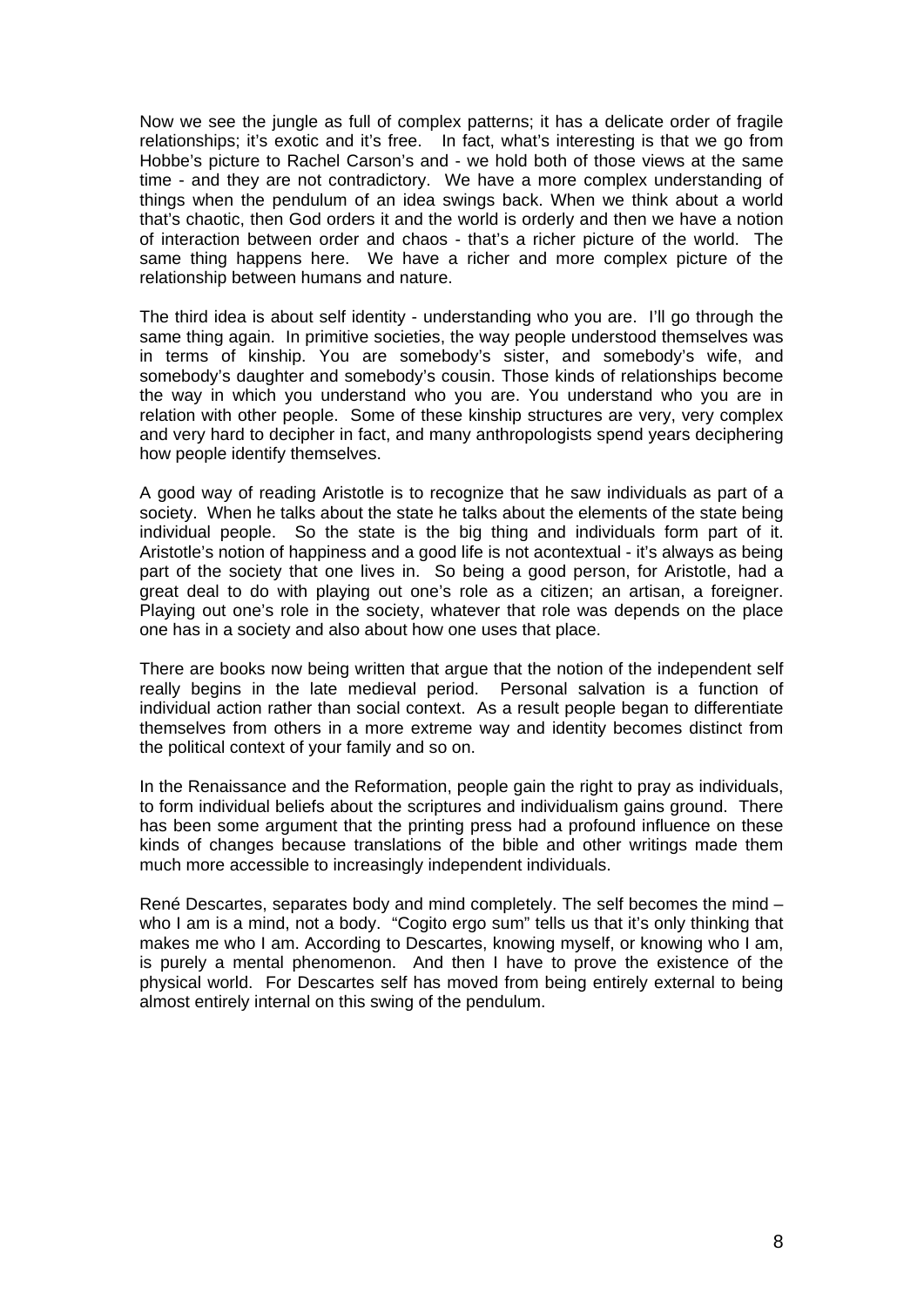Now we see the jungle as full of complex patterns; it has a delicate order of fragile relationships; it's exotic and it's free. In fact, what's interesting is that we go from Hobbe's picture to Rachel Carson's and - we hold both of those views at the same time - and they are not contradictory. We have a more complex understanding of things when the pendulum of an idea swings back. When we think about a world that's chaotic, then God orders it and the world is orderly and then we have a notion of interaction between order and chaos - that's a richer picture of the world. The same thing happens here. We have a richer and more complex picture of the relationship between humans and nature.

The third idea is about self identity - understanding who you are. I'll go through the same thing again. In primitive societies, the way people understood themselves was in terms of kinship. You are somebody's sister, and somebody's wife, and somebody's daughter and somebody's cousin. Those kinds of relationships become the way in which you understand who you are. You understand who you are in relation with other people. Some of these kinship structures are very, very complex and very hard to decipher in fact, and many anthropologists spend years deciphering how people identify themselves.

A good way of reading Aristotle is to recognize that he saw individuals as part of a society. When he talks about the state he talks about the elements of the state being individual people. So the state is the big thing and individuals form part of it. Aristotle's notion of happiness and a good life is not acontextual - it's always as being part of the society that one lives in. So being a good person, for Aristotle, had a great deal to do with playing out one's role as a citizen; an artisan, a foreigner. Playing out one's role in the society, whatever that role was depends on the place one has in a society and also about how one uses that place.

There are books now being written that argue that the notion of the independent self really begins in the late medieval period. Personal salvation is a function of individual action rather than social context. As a result people began to differentiate themselves from others in a more extreme way and identity becomes distinct from the political context of your family and so on.

In the Renaissance and the Reformation, people gain the right to pray as individuals, to form individual beliefs about the scriptures and individualism gains ground. There has been some argument that the printing press had a profound influence on these kinds of changes because translations of the bible and other writings made them much more accessible to increasingly independent individuals.

René Descartes, separates body and mind completely. The self becomes the mind – who I am is a mind, not a body. "Cogito ergo sum" tells us that it's only thinking that makes me who I am. According to Descartes, knowing myself, or knowing who I am, is purely a mental phenomenon. And then I have to prove the existence of the physical world. For Descartes self has moved from being entirely external to being almost entirely internal on this swing of the pendulum.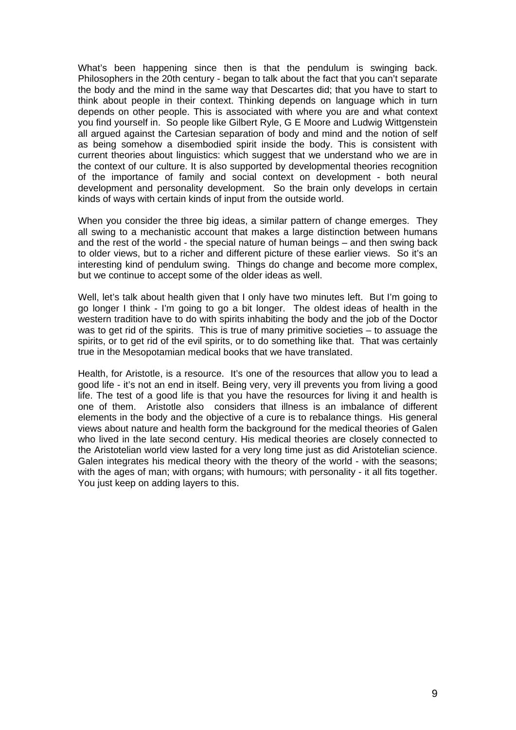What's been happening since then is that the pendulum is swinging back. Philosophers in the 20th century - began to talk about the fact that you can't separate the body and the mind in the same way that Descartes did; that you have to start to think about people in their context. Thinking depends on language which in turn depends on other people. This is associated with where you are and what context you find yourself in. So people like Gilbert Ryle, G E Moore and Ludwig Wittgenstein all argued against the Cartesian separation of body and mind and the notion of self as being somehow a disembodied spirit inside the body. This is consistent with current theories about linguistics: which suggest that we understand who we are in the context of our culture. It is also supported by developmental theories recognition of the importance of family and social context on development - both neural development and personality development. So the brain only develops in certain kinds of ways with certain kinds of input from the outside world.

When you consider the three big ideas, a similar pattern of change emerges. They all swing to a mechanistic account that makes a large distinction between humans and the rest of the world - the special nature of human beings – and then swing back to older views, but to a richer and different picture of these earlier views. So it's an interesting kind of pendulum swing. Things do change and become more complex, but we continue to accept some of the older ideas as well.

Well, let's talk about health given that I only have two minutes left. But I'm going to go longer I think - I'm going to go a bit longer. The oldest ideas of health in the western tradition have to do with spirits inhabiting the body and the job of the Doctor was to get rid of the spirits. This is true of many primitive societies – to assuage the spirits, or to get rid of the evil spirits, or to do something like that. That was certainly true in the Mesopotamian medical books that we have translated.

Health, for Aristotle, is a resource. It's one of the resources that allow you to lead a good life - it's not an end in itself. Being very, very ill prevents you from living a good life. The test of a good life is that you have the resources for living it and health is one of them. Aristotle also considers that illness is an imbalance of different elements in the body and the objective of a cure is to rebalance things. His general views about nature and health form the background for the medical theories of Galen who lived in the late second century. His medical theories are closely connected to the Aristotelian world view lasted for a very long time just as did Aristotelian science. Galen integrates his medical theory with the theory of the world - with the seasons; with the ages of man; with organs; with humours; with personality - it all fits together. You just keep on adding layers to this.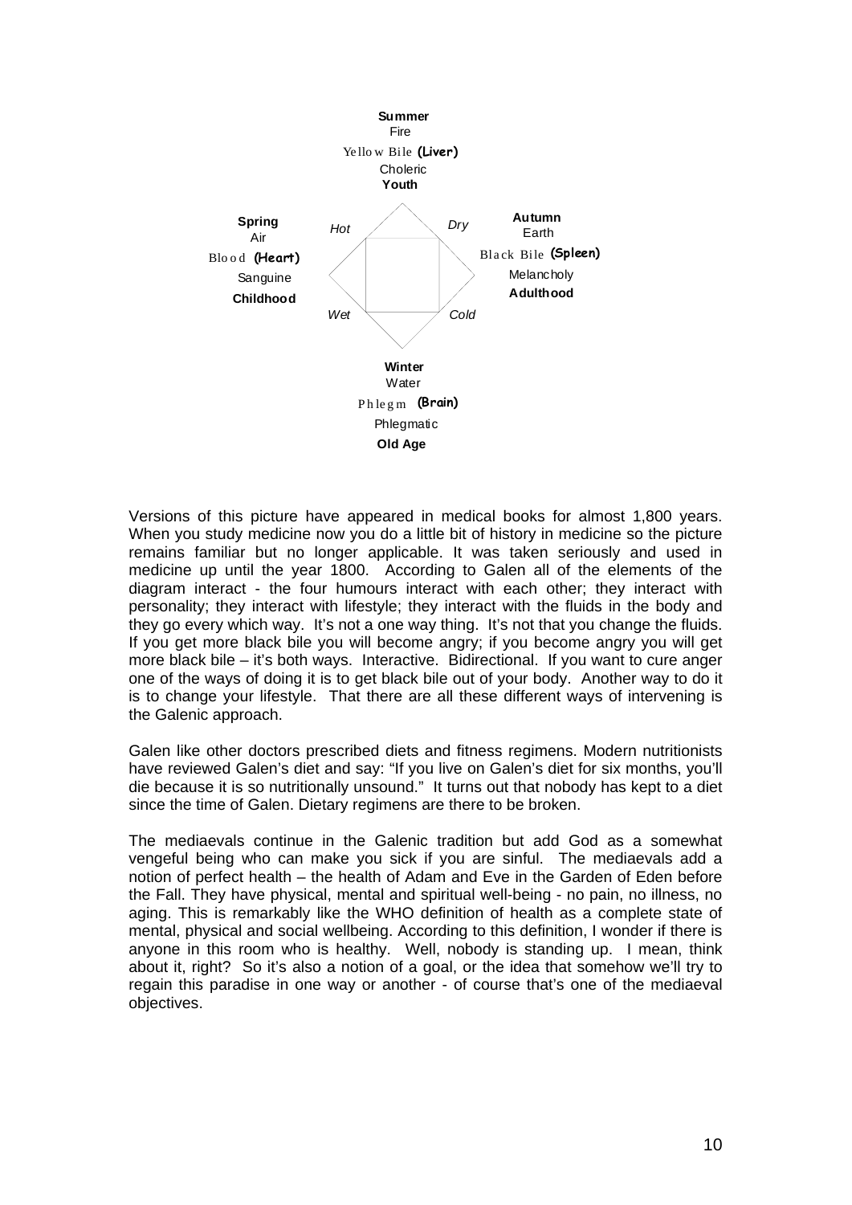**Summer**
Fire
Yellow Bile **(Liver)**
Choleric
**Youth**

**Spring**
Air
Blood **(Heart)**
Sanguine
**Childhood**

*Hot* *Dry*

*Wet* *Cold*

**Autumn**
Earth
Black Bile **(Spleen)**
Melancholy
**Adulthood**

**Winter**
Water
Phlegm **(Brain)**
Phlegmatic
**Old Age**

Versions of this picture have appeared in medical books for almost 1,800 years. When you study medicine now you do a little bit of history in medicine so the picture remains familiar but no longer applicable. It was taken seriously and used in medicine up until the year 1800. According to Galen all of the elements of the diagram interact - the four humours interact with each other; they interact with personality; they interact with lifestyle; they interact with the fluids in the body and they go every which way. It's not a one way thing. It's not that you change the fluids. If you get more black bile you will become angry; if you become angry you will get more black bile – it's both ways. Interactive. Bidirectional. If you want to cure anger one of the ways of doing it is to get black bile out of your body. Another way to do it is to change your lifestyle. That there are all these different ways of intervening is the Galenic approach.

Galen like other doctors prescribed diets and fitness regimens. Modern nutritionists have reviewed Galen's diet and say: "If you live on Galen's diet for six months, you'll die because it is so nutritionally unsound." It turns out that nobody has kept to a diet since the time of Galen. Dietary regimens are there to be broken.

The mediaevals continue in the Galenic tradition but add God as a somewhat vengeful being who can make you sick if you are sinful. The mediaevals add a notion of perfect health – the health of Adam and Eve in the Garden of Eden before the Fall. They have physical, mental and spiritual well-being - no pain, no illness, no aging. This is remarkably like the WHO definition of health as a complete state of mental, physical and social wellbeing. According to this definition, I wonder if there is anyone in this room who is healthy. Well, nobody is standing up. I mean, think about it, right? So it's also a notion of a goal, or the idea that somehow we'll try to regain this paradise in one way or another - of course that's one of the mediaeval objectives.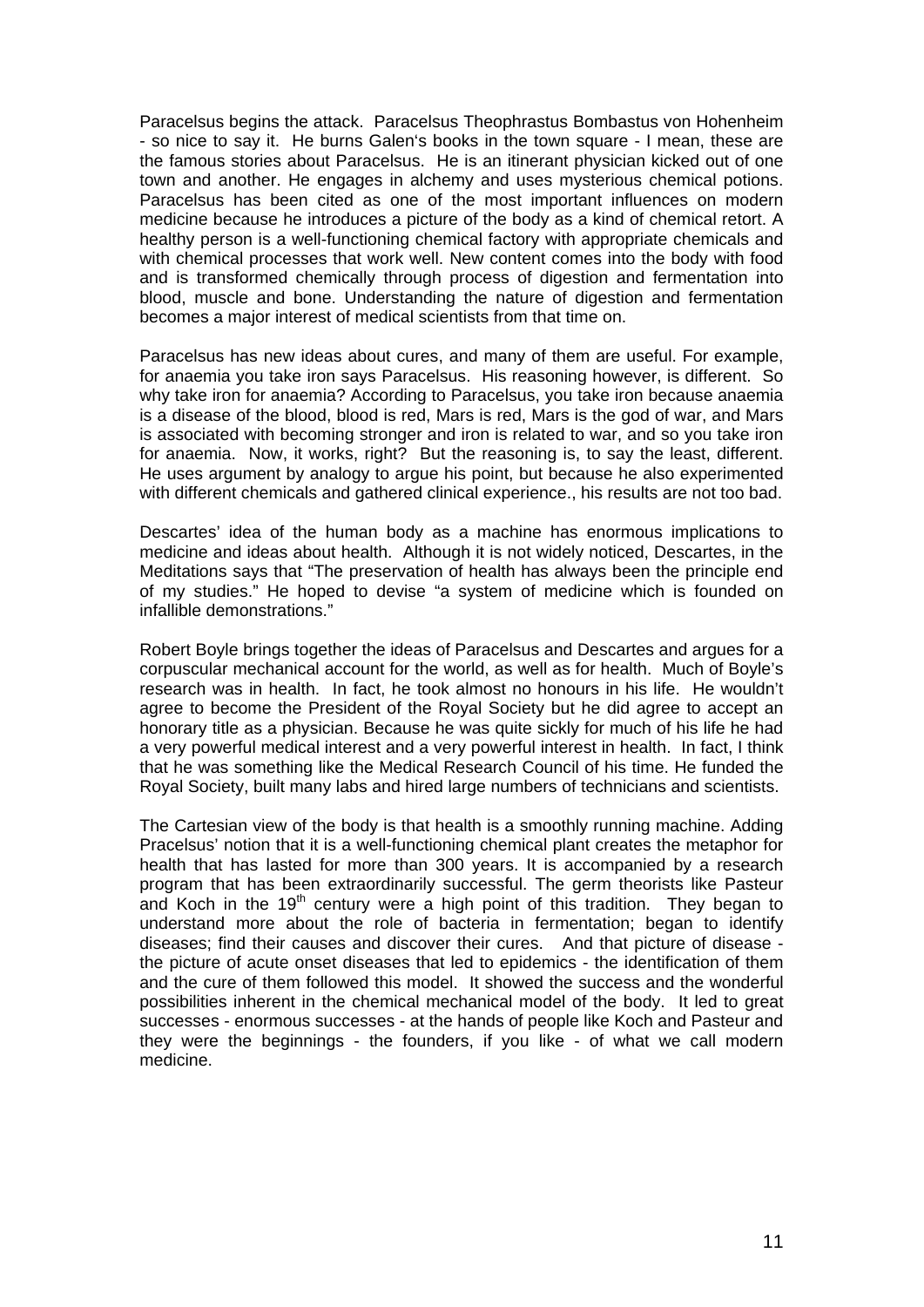Paracelsus begins the attack. Paracelsus Theophrastus Bombastus von Hohenheim - so nice to say it. He burns Galen's books in the town square - I mean, these are the famous stories about Paracelsus. He is an itinerant physician kicked out of one town and another. He engages in alchemy and uses mysterious chemical potions. Paracelsus has been cited as one of the most important influences on modern medicine because he introduces a picture of the body as a kind of chemical retort. A healthy person is a well-functioning chemical factory with appropriate chemicals and with chemical processes that work well. New content comes into the body with food and is transformed chemically through process of digestion and fermentation into blood, muscle and bone. Understanding the nature of digestion and fermentation becomes a major interest of medical scientists from that time on.

Paracelsus has new ideas about cures, and many of them are useful. For example, for anaemia you take iron says Paracelsus. His reasoning however, is different. So why take iron for anaemia? According to Paracelsus, you take iron because anaemia is a disease of the blood, blood is red, Mars is red, Mars is the god of war, and Mars is associated with becoming stronger and iron is related to war, and so you take iron for anaemia. Now, it works, right? But the reasoning is, to say the least, different. He uses argument by analogy to argue his point, but because he also experimented with different chemicals and gathered clinical experience., his results are not too bad.

Descartes' idea of the human body as a machine has enormous implications to medicine and ideas about health. Although it is not widely noticed, Descartes, in the Meditations says that "The preservation of health has always been the principle end of my studies." He hoped to devise "a system of medicine which is founded on infallible demonstrations."

Robert Boyle brings together the ideas of Paracelsus and Descartes and argues for a corpuscular mechanical account for the world, as well as for health. Much of Boyle's research was in health. In fact, he took almost no honours in his life. He wouldn't agree to become the President of the Royal Society but he did agree to accept an honorary title as a physician. Because he was quite sickly for much of his life he had a very powerful medical interest and a very powerful interest in health. In fact, I think that he was something like the Medical Research Council of his time. He funded the Royal Society, built many labs and hired large numbers of technicians and scientists.

The Cartesian view of the body is that health is a smoothly running machine. Adding Pracelsus' notion that it is a well-functioning chemical plant creates the metaphor for health that has lasted for more than 300 years. It is accompanied by a research program that has been extraordinarily successful. The germ theorists like Pasteur and Koch in the 19th century were a high point of this tradition. They began to understand more about the role of bacteria in fermentation; began to identify diseases; find their causes and discover their cures. And that picture of disease - the picture of acute onset diseases that led to epidemics - the identification of them and the cure of them followed this model. It showed the success and the wonderful possibilities inherent in the chemical mechanical model of the body. It led to great successes - enormous successes - at the hands of people like Koch and Pasteur and they were the beginnings - the founders, if you like - of what we call modern medicine.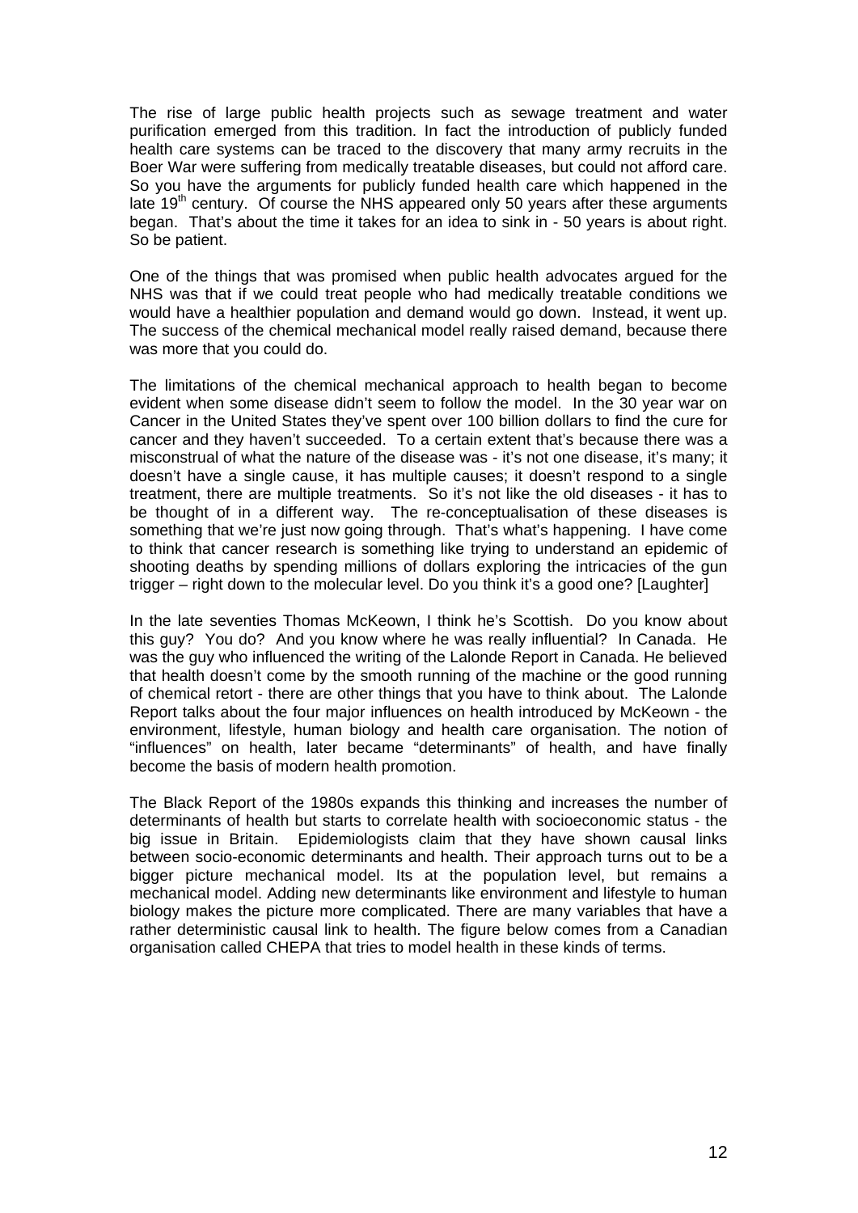The rise of large public health projects such as sewage treatment and water purification emerged from this tradition. In fact the introduction of publicly funded health care systems can be traced to the discovery that many army recruits in the Boer War were suffering from medically treatable diseases, but could not afford care. So you have the arguments for publicly funded health care which happened in the late 19th century. Of course the NHS appeared only 50 years after these arguments began. That's about the time it takes for an idea to sink in - 50 years is about right. So be patient.

One of the things that was promised when public health advocates argued for the NHS was that if we could treat people who had medically treatable conditions we would have a healthier population and demand would go down. Instead, it went up. The success of the chemical mechanical model really raised demand, because there was more that you could do.

The limitations of the chemical mechanical approach to health began to become evident when some disease didn't seem to follow the model. In the 30 year war on Cancer in the United States they've spent over 100 billion dollars to find the cure for cancer and they haven't succeeded. To a certain extent that's because there was a misconstrual of what the nature of the disease was - it's not one disease, it's many; it doesn't have a single cause, it has multiple causes; it doesn't respond to a single treatment, there are multiple treatments. So it's not like the old diseases - it has to be thought of in a different way. The re-conceptualisation of these diseases is something that we're just now going through. That's what's happening. I have come to think that cancer research is something like trying to understand an epidemic of shooting deaths by spending millions of dollars exploring the intricacies of the gun trigger – right down to the molecular level. Do you think it's a good one? [Laughter]

In the late seventies Thomas McKeown, I think he's Scottish. Do you know about this guy? You do? And you know where he was really influential? In Canada. He was the guy who influenced the writing of the Lalonde Report in Canada. He believed that health doesn't come by the smooth running of the machine or the good running of chemical retort - there are other things that you have to think about. The Lalonde Report talks about the four major influences on health introduced by McKeown - the environment, lifestyle, human biology and health care organisation. The notion of "influences" on health, later became "determinants" of health, and have finally become the basis of modern health promotion.

The Black Report of the 1980s expands this thinking and increases the number of determinants of health but starts to correlate health with socioeconomic status - the big issue in Britain. Epidemiologists claim that they have shown causal links between socio-economic determinants and health. Their approach turns out to be a bigger picture mechanical model. Its at the population level, but remains a mechanical model. Adding new determinants like environment and lifestyle to human biology makes the picture more complicated. There are many variables that have a rather deterministic causal link to health. The figure below comes from a Canadian organisation called CHEPA that tries to model health in these kinds of terms.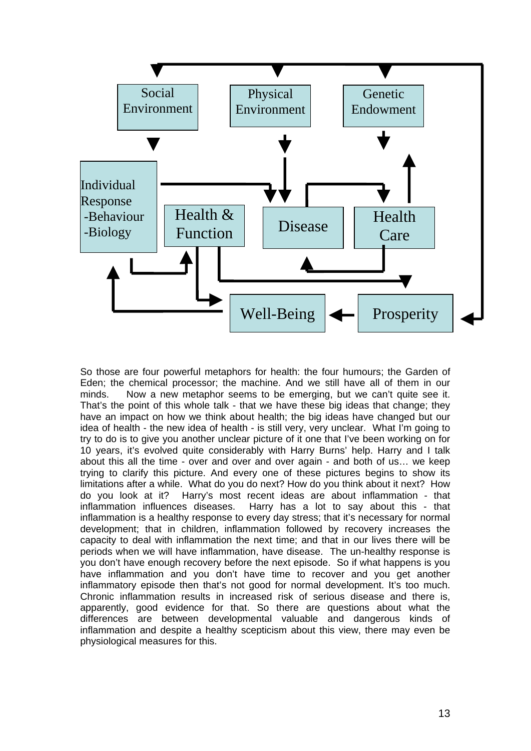Social Environment

Physical Environment

Genetic Endowment

Individual Response
-Behaviour
-Biology

Health & Function

Disease

Health Care

Well-Being

Prosperity

So those are four powerful metaphors for health: the four humours; the Garden of Eden; the chemical processor; the machine. And we still have all of them in our minds. Now a new metaphor seems to be emerging, but we can't quite see it. That's the point of this whole talk - that we have these big ideas that change; they have an impact on how we think about health; the big ideas have changed but our idea of health - the new idea of health - is still very, very unclear. What I'm going to try to do is to give you another unclear picture of it one that I've been working on for 10 years, it's evolved quite considerably with Harry Burns' help. Harry and I talk about this all the time - over and over and over again - and both of us… we keep trying to clarify this picture. And every one of these pictures begins to show its limitations after a while. What do you do next? How do you think about it next? How do you look at it? Harry's most recent ideas are about inflammation - that inflammation influences diseases. Harry has a lot to say about this - that inflammation is a healthy response to every day stress; that it's necessary for normal development; that in children, inflammation followed by recovery increases the capacity to deal with inflammation the next time; and that in our lives there will be periods when we will have inflammation, have disease. The un-healthy response is you don't have enough recovery before the next episode. So if what happens is you have inflammation and you don't have time to recover and you get another inflammatory episode then that's not good for normal development. It's too much. Chronic inflammation results in increased risk of serious disease and there is, apparently, good evidence for that. So there are questions about what the differences are between developmental valuable and dangerous kinds of inflammation and despite a healthy scepticism about this view, there may even be physiological measures for this.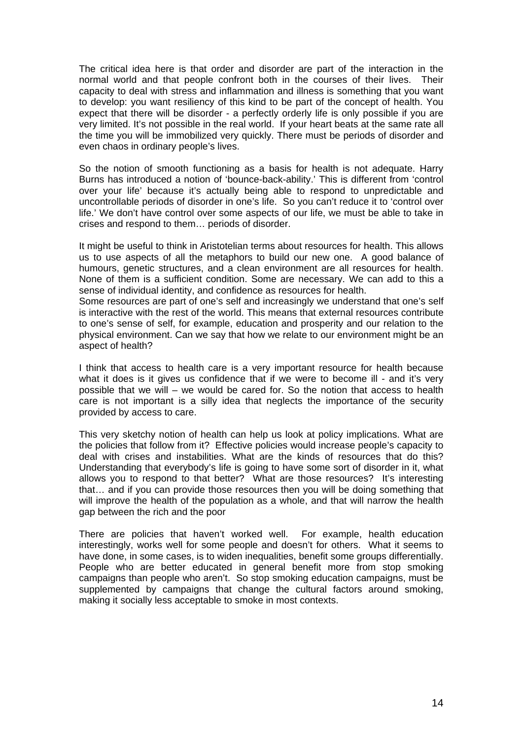The critical idea here is that order and disorder are part of the interaction in the normal world and that people confront both in the courses of their lives. Their capacity to deal with stress and inflammation and illness is something that you want to develop: you want resiliency of this kind to be part of the concept of health. You expect that there will be disorder - a perfectly orderly life is only possible if you are very limited. It's not possible in the real world. If your heart beats at the same rate all the time you will be immobilized very quickly. There must be periods of disorder and even chaos in ordinary people's lives.

So the notion of smooth functioning as a basis for health is not adequate. Harry Burns has introduced a notion of 'bounce-back-ability.' This is different from 'control over your life' because it's actually being able to respond to unpredictable and uncontrollable periods of disorder in one's life. So you can't reduce it to 'control over life.' We don't have control over some aspects of our life, we must be able to take in crises and respond to them… periods of disorder.

It might be useful to think in Aristotelian terms about resources for health. This allows us to use aspects of all the metaphors to build our new one. A good balance of humours, genetic structures, and a clean environment are all resources for health. None of them is a sufficient condition. Some are necessary. We can add to this a sense of individual identity, and confidence as resources for health.

Some resources are part of one's self and increasingly we understand that one's self is interactive with the rest of the world. This means that external resources contribute to one's sense of self, for example, education and prosperity and our relation to the physical environment. Can we say that how we relate to our environment might be an aspect of health?

I think that access to health care is a very important resource for health because what it does is it gives us confidence that if we were to become ill - and it's very possible that we will – we would be cared for. So the notion that access to health care is not important is a silly idea that neglects the importance of the security provided by access to care.

This very sketchy notion of health can help us look at policy implications. What are the policies that follow from it? Effective policies would increase people's capacity to deal with crises and instabilities. What are the kinds of resources that do this? Understanding that everybody's life is going to have some sort of disorder in it, what allows you to respond to that better? What are those resources? It's interesting that… and if you can provide those resources then you will be doing something that will improve the health of the population as a whole, and that will narrow the health gap between the rich and the poor

There are policies that haven't worked well. For example, health education interestingly, works well for some people and doesn't for others. What it seems to have done, in some cases, is to widen inequalities, benefit some groups differentially. People who are better educated in general benefit more from stop smoking campaigns than people who aren't. So stop smoking education campaigns, must be supplemented by campaigns that change the cultural factors around smoking, making it socially less acceptable to smoke in most contexts.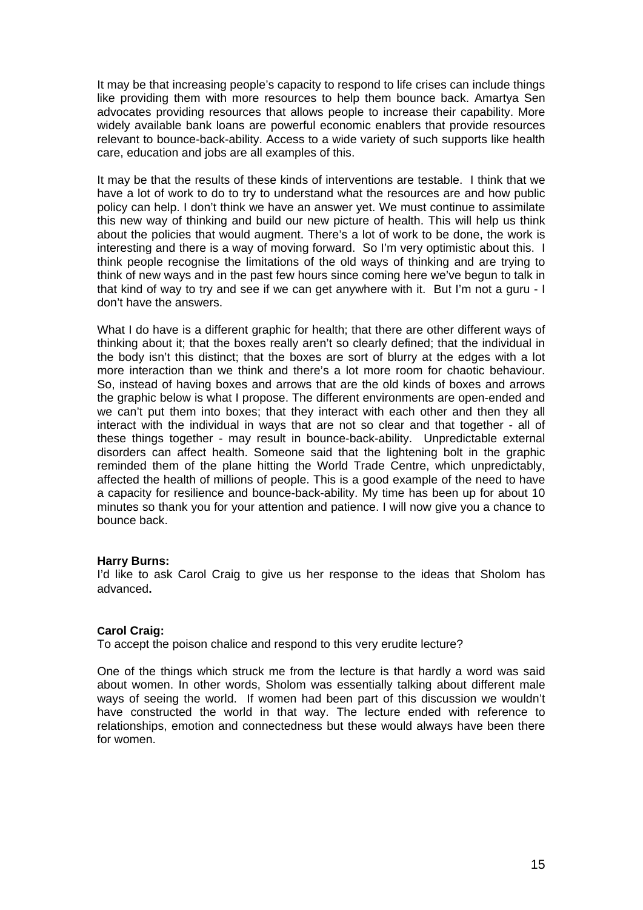It may be that increasing people's capacity to respond to life crises can include things like providing them with more resources to help them bounce back. Amartya Sen advocates providing resources that allows people to increase their capability. More widely available bank loans are powerful economic enablers that provide resources relevant to bounce-back-ability. Access to a wide variety of such supports like health care, education and jobs are all examples of this.

It may be that the results of these kinds of interventions are testable. I think that we have a lot of work to do to try to understand what the resources are and how public policy can help. I don't think we have an answer yet. We must continue to assimilate this new way of thinking and build our new picture of health. This will help us think about the policies that would augment. There's a lot of work to be done, the work is interesting and there is a way of moving forward. So I'm very optimistic about this. I think people recognise the limitations of the old ways of thinking and are trying to think of new ways and in the past few hours since coming here we've begun to talk in that kind of way to try and see if we can get anywhere with it. But I'm not a guru - I don't have the answers.

What I do have is a different graphic for health; that there are other different ways of thinking about it; that the boxes really aren't so clearly defined; that the individual in the body isn't this distinct; that the boxes are sort of blurry at the edges with a lot more interaction than we think and there's a lot more room for chaotic behaviour. So, instead of having boxes and arrows that are the old kinds of boxes and arrows the graphic below is what I propose. The different environments are open-ended and we can't put them into boxes; that they interact with each other and then they all interact with the individual in ways that are not so clear and that together - all of these things together - may result in bounce-back-ability. Unpredictable external disorders can affect health. Someone said that the lightening bolt in the graphic reminded them of the plane hitting the World Trade Centre, which unpredictably, affected the health of millions of people. This is a good example of the need to have a capacity for resilience and bounce-back-ability. My time has been up for about 10 minutes so thank you for your attention and patience. I will now give you a chance to bounce back.

**Harry Burns:**
I'd like to ask Carol Craig to give us her response to the ideas that Sholom has advanced**.**

**Carol Craig:**
To accept the poison chalice and respond to this very erudite lecture?

One of the things which struck me from the lecture is that hardly a word was said about women. In other words, Sholom was essentially talking about different male ways of seeing the world. If women had been part of this discussion we wouldn't have constructed the world in that way. The lecture ended with reference to relationships, emotion and connectedness but these would always have been there for women.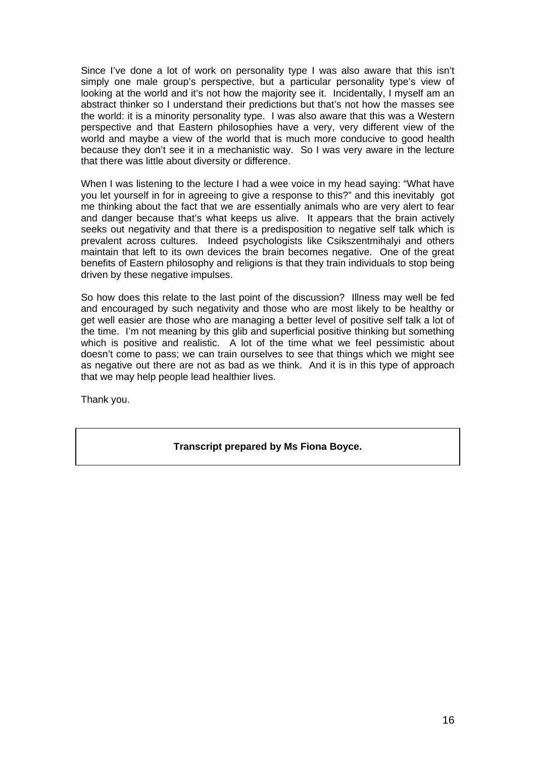Since I've done a lot of work on personality type I was also aware that this isn't simply one male group's perspective, but a particular personality type's view of looking at the world and it's not how the majority see it. Incidentally, I myself am an abstract thinker so I understand their predictions but that's not how the masses see the world: it is a minority personality type. I was also aware that this was a Western perspective and that Eastern philosophies have a very, very different view of the world and maybe a view of the world that is much more conducive to good health because they don't see it in a mechanistic way. So I was very aware in the lecture that there was little about diversity or difference.

When I was listening to the lecture I had a wee voice in my head saying: "What have you let yourself in for in agreeing to give a response to this?" and this inevitably got me thinking about the fact that we are essentially animals who are very alert to fear and danger because that's what keeps us alive. It appears that the brain actively seeks out negativity and that there is a predisposition to negative self talk which is prevalent across cultures. Indeed psychologists like Csikszentmihalyi and others maintain that left to its own devices the brain becomes negative. One of the great benefits of Eastern philosophy and religions is that they train individuals to stop being driven by these negative impulses.

So how does this relate to the last point of the discussion? Illness may well be fed and encouraged by such negativity and those who are most likely to be healthy or get well easier are those who are managing a better level of positive self talk a lot of the time. I'm not meaning by this glib and superficial positive thinking but something which is positive and realistic. A lot of the time what we feel pessimistic about doesn't come to pass; we can train ourselves to see that things which we might see as negative out there are not as bad as we think. And it is in this type of approach that we may help people lead healthier lives.

Thank you.

**Transcript prepared by Ms Fiona Boyce.**